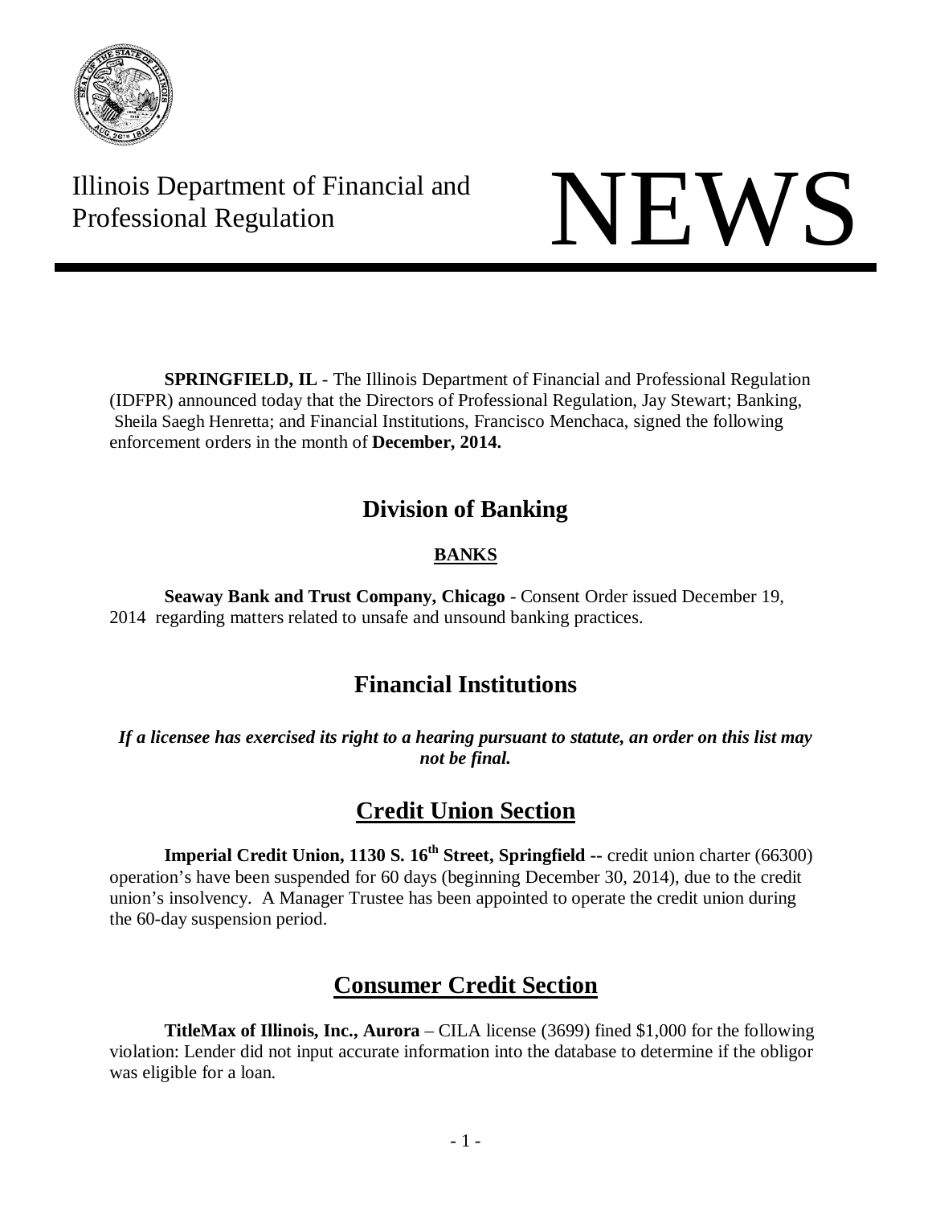Illinois Department of Financial and Professional Regulation

# NEWS

**SPRINGFIELD, IL** - The Illinois Department of Financial and Professional Regulation (IDFPR) announced today that the Directors of Professional Regulation, Jay Stewart; Banking, Sheila Saegh Henretta; and Financial Institutions, Francisco Menchaca, signed the following enforcement orders in the month of **December, 2014.**

## Division of Banking

### BANKS

**Seaway Bank and Trust Company, Chicago** - Consent Order issued December 19, 2014 regarding matters related to unsafe and unsound banking practices.

## Financial Institutions

***If a licensee has exercised its right to a hearing pursuant to statute, an order on this list may not be final.***

## Credit Union Section

**Imperial Credit Union, 1130 S. 16th Street, Springfield** -- credit union charter (66300) operation's have been suspended for 60 days (beginning December 30, 2014), due to the credit union's insolvency. A Manager Trustee has been appointed to operate the credit union during the 60-day suspension period.

## Consumer Credit Section

**TitleMax of Illinois, Inc., Aurora** – CILA license (3699) fined $1,000 for the following violation: Lender did not input accurate information into the database to determine if the obligor was eligible for a loan.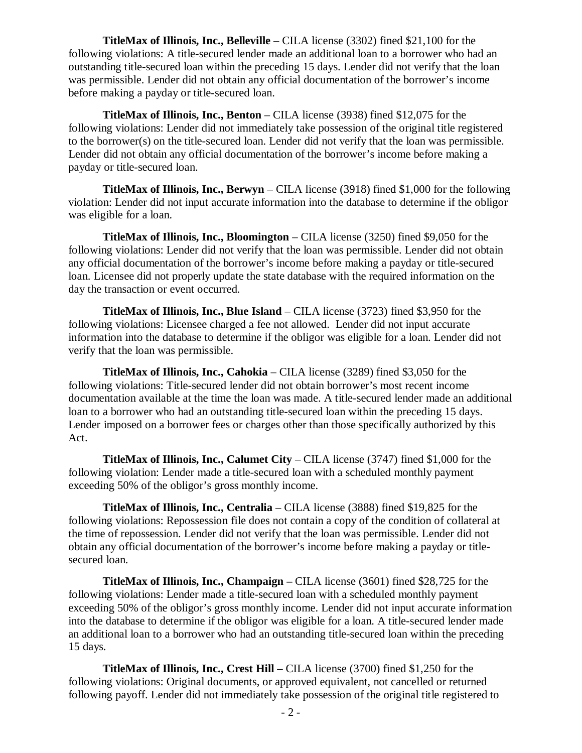**TitleMax of Illinois, Inc., Belleville** – CILA license (3302) fined $21,100 for the following violations: A title-secured lender made an additional loan to a borrower who had an outstanding title-secured loan within the preceding 15 days. Lender did not verify that the loan was permissible. Lender did not obtain any official documentation of the borrower's income before making a payday or title-secured loan.

**TitleMax of Illinois, Inc., Benton** – CILA license (3938) fined $12,075 for the following violations: Lender did not immediately take possession of the original title registered to the borrower(s) on the title-secured loan. Lender did not verify that the loan was permissible. Lender did not obtain any official documentation of the borrower's income before making a payday or title-secured loan.

**TitleMax of Illinois, Inc., Berwyn** – CILA license (3918) fined $1,000 for the following violation: Lender did not input accurate information into the database to determine if the obligor was eligible for a loan.

**TitleMax of Illinois, Inc., Bloomington** – CILA license (3250) fined $9,050 for the following violations: Lender did not verify that the loan was permissible. Lender did not obtain any official documentation of the borrower's income before making a payday or title-secured loan. Licensee did not properly update the state database with the required information on the day the transaction or event occurred.

**TitleMax of Illinois, Inc., Blue Island** – CILA license (3723) fined $3,950 for the following violations: Licensee charged a fee not allowed. Lender did not input accurate information into the database to determine if the obligor was eligible for a loan. Lender did not verify that the loan was permissible.

**TitleMax of Illinois, Inc., Cahokia** – CILA license (3289) fined $3,050 for the following violations: Title-secured lender did not obtain borrower's most recent income documentation available at the time the loan was made. A title-secured lender made an additional loan to a borrower who had an outstanding title-secured loan within the preceding 15 days. Lender imposed on a borrower fees or charges other than those specifically authorized by this Act.

**TitleMax of Illinois, Inc., Calumet City** – CILA license (3747) fined $1,000 for the following violation: Lender made a title-secured loan with a scheduled monthly payment exceeding 50% of the obligor's gross monthly income.

**TitleMax of Illinois, Inc., Centralia** – CILA license (3888) fined $19,825 for the following violations: Repossession file does not contain a copy of the condition of collateral at the time of repossession. Lender did not verify that the loan was permissible. Lender did not obtain any official documentation of the borrower's income before making a payday or title-secured loan.

**TitleMax of Illinois, Inc., Champaign –** CILA license (3601) fined $28,725 for the following violations: Lender made a title-secured loan with a scheduled monthly payment exceeding 50% of the obligor's gross monthly income. Lender did not input accurate information into the database to determine if the obligor was eligible for a loan. A title-secured lender made an additional loan to a borrower who had an outstanding title-secured loan within the preceding 15 days.

**TitleMax of Illinois, Inc., Crest Hill –** CILA license (3700) fined $1,250 for the following violations: Original documents, or approved equivalent, not cancelled or returned following payoff. Lender did not immediately take possession of the original title registered to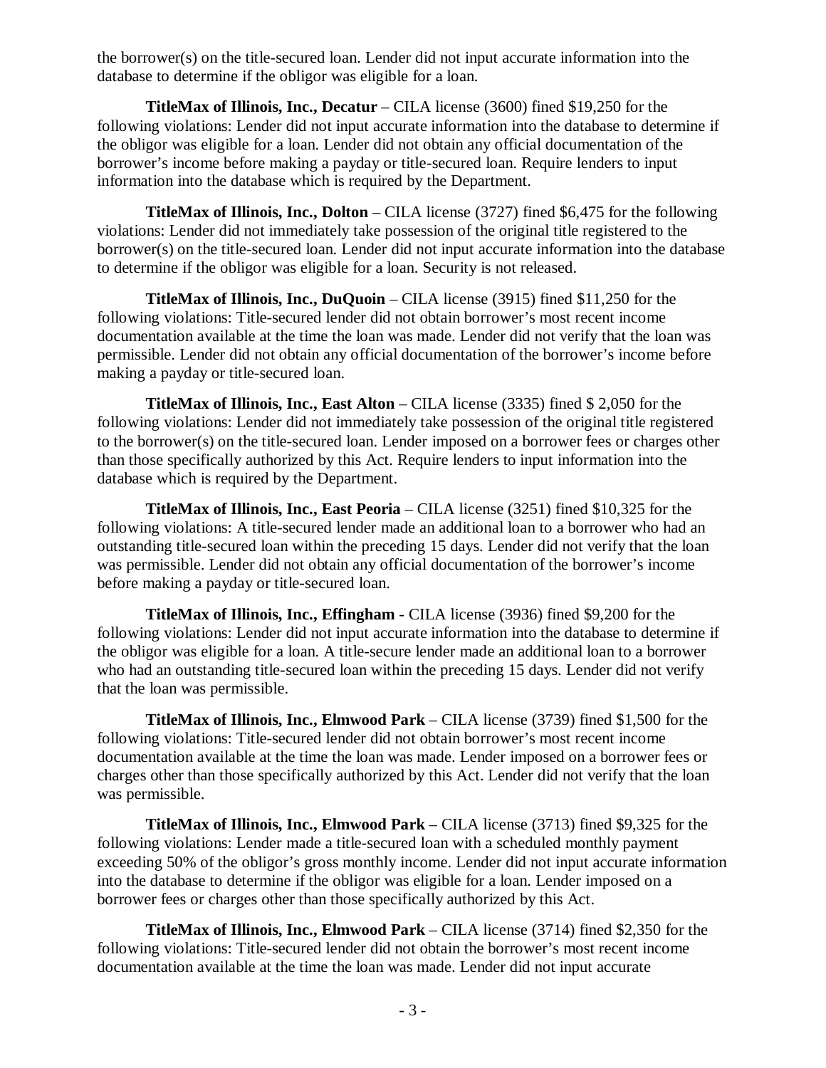the borrower(s) on the title-secured loan. Lender did not input accurate information into the database to determine if the obligor was eligible for a loan.

**TitleMax of Illinois, Inc., Decatur** – CILA license (3600) fined $19,250 for the following violations: Lender did not input accurate information into the database to determine if the obligor was eligible for a loan. Lender did not obtain any official documentation of the borrower's income before making a payday or title-secured loan. Require lenders to input information into the database which is required by the Department.

**TitleMax of Illinois, Inc., Dolton** – CILA license (3727) fined $6,475 for the following violations: Lender did not immediately take possession of the original title registered to the borrower(s) on the title-secured loan. Lender did not input accurate information into the database to determine if the obligor was eligible for a loan. Security is not released.

**TitleMax of Illinois, Inc., DuQuoin** – CILA license (3915) fined $11,250 for the following violations: Title-secured lender did not obtain borrower's most recent income documentation available at the time the loan was made. Lender did not verify that the loan was permissible. Lender did not obtain any official documentation of the borrower's income before making a payday or title-secured loan.

**TitleMax of Illinois, Inc., East Alton** – CILA license (3335) fined $ 2,050 for the following violations: Lender did not immediately take possession of the original title registered to the borrower(s) on the title-secured loan. Lender imposed on a borrower fees or charges other than those specifically authorized by this Act. Require lenders to input information into the database which is required by the Department.

**TitleMax of Illinois, Inc., East Peoria** – CILA license (3251) fined $10,325 for the following violations: A title-secured lender made an additional loan to a borrower who had an outstanding title-secured loan within the preceding 15 days. Lender did not verify that the loan was permissible. Lender did not obtain any official documentation of the borrower's income before making a payday or title-secured loan.

**TitleMax of Illinois, Inc., Effingham** - CILA license (3936) fined $9,200 for the following violations: Lender did not input accurate information into the database to determine if the obligor was eligible for a loan. A title-secure lender made an additional loan to a borrower who had an outstanding title-secured loan within the preceding 15 days. Lender did not verify that the loan was permissible.

**TitleMax of Illinois, Inc., Elmwood Park** – CILA license (3739) fined $1,500 for the following violations: Title-secured lender did not obtain borrower's most recent income documentation available at the time the loan was made. Lender imposed on a borrower fees or charges other than those specifically authorized by this Act. Lender did not verify that the loan was permissible.

**TitleMax of Illinois, Inc., Elmwood Park** – CILA license (3713) fined $9,325 for the following violations: Lender made a title-secured loan with a scheduled monthly payment exceeding 50% of the obligor's gross monthly income. Lender did not input accurate information into the database to determine if the obligor was eligible for a loan. Lender imposed on a borrower fees or charges other than those specifically authorized by this Act.

**TitleMax of Illinois, Inc., Elmwood Park** – CILA license (3714) fined $2,350 for the following violations: Title-secured lender did not obtain the borrower's most recent income documentation available at the time the loan was made. Lender did not input accurate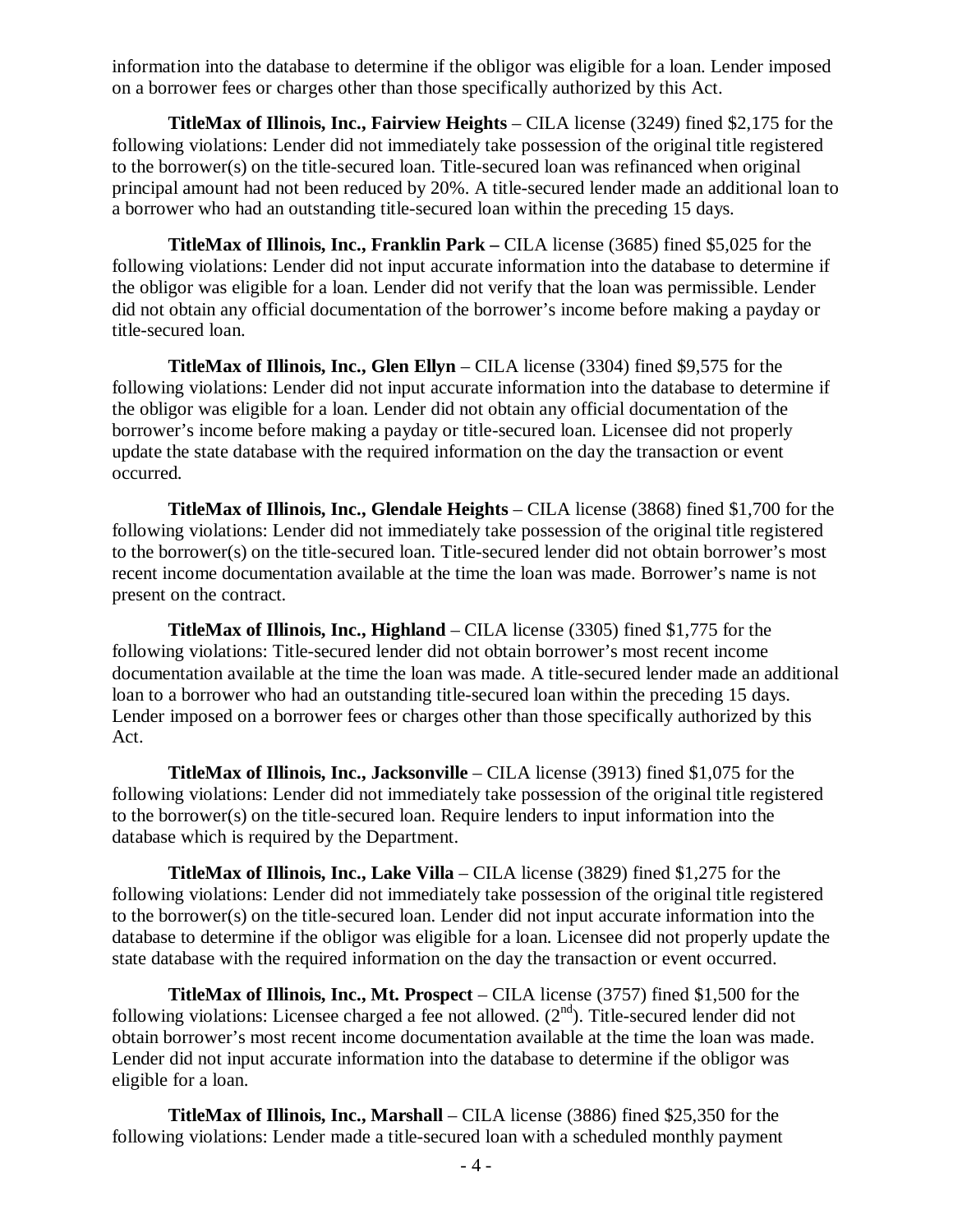information into the database to determine if the obligor was eligible for a loan. Lender imposed on a borrower fees or charges other than those specifically authorized by this Act.

**TitleMax of Illinois, Inc., Fairview Heights** – CILA license (3249) fined $2,175 for the following violations: Lender did not immediately take possession of the original title registered to the borrower(s) on the title-secured loan. Title-secured loan was refinanced when original principal amount had not been reduced by 20%. A title-secured lender made an additional loan to a borrower who had an outstanding title-secured loan within the preceding 15 days.

**TitleMax of Illinois, Inc., Franklin Park –** CILA license (3685) fined $5,025 for the following violations: Lender did not input accurate information into the database to determine if the obligor was eligible for a loan. Lender did not verify that the loan was permissible. Lender did not obtain any official documentation of the borrower's income before making a payday or title-secured loan.

**TitleMax of Illinois, Inc., Glen Ellyn** – CILA license (3304) fined $9,575 for the following violations: Lender did not input accurate information into the database to determine if the obligor was eligible for a loan. Lender did not obtain any official documentation of the borrower's income before making a payday or title-secured loan. Licensee did not properly update the state database with the required information on the day the transaction or event occurred.

**TitleMax of Illinois, Inc., Glendale Heights** – CILA license (3868) fined $1,700 for the following violations: Lender did not immediately take possession of the original title registered to the borrower(s) on the title-secured loan. Title-secured lender did not obtain borrower's most recent income documentation available at the time the loan was made. Borrower's name is not present on the contract.

**TitleMax of Illinois, Inc., Highland** – CILA license (3305) fined $1,775 for the following violations: Title-secured lender did not obtain borrower's most recent income documentation available at the time the loan was made. A title-secured lender made an additional loan to a borrower who had an outstanding title-secured loan within the preceding 15 days. Lender imposed on a borrower fees or charges other than those specifically authorized by this Act.

**TitleMax of Illinois, Inc., Jacksonville** – CILA license (3913) fined $1,075 for the following violations: Lender did not immediately take possession of the original title registered to the borrower(s) on the title-secured loan. Require lenders to input information into the database which is required by the Department.

**TitleMax of Illinois, Inc., Lake Villa** – CILA license (3829) fined $1,275 for the following violations: Lender did not immediately take possession of the original title registered to the borrower(s) on the title-secured loan. Lender did not input accurate information into the database to determine if the obligor was eligible for a loan. Licensee did not properly update the state database with the required information on the day the transaction or event occurred.

**TitleMax of Illinois, Inc., Mt. Prospect** – CILA license (3757) fined $1,500 for the following violations: Licensee charged a fee not allowed. (2nd). Title-secured lender did not obtain borrower's most recent income documentation available at the time the loan was made. Lender did not input accurate information into the database to determine if the obligor was eligible for a loan.

**TitleMax of Illinois, Inc., Marshall** – CILA license (3886) fined $25,350 for the following violations: Lender made a title-secured loan with a scheduled monthly payment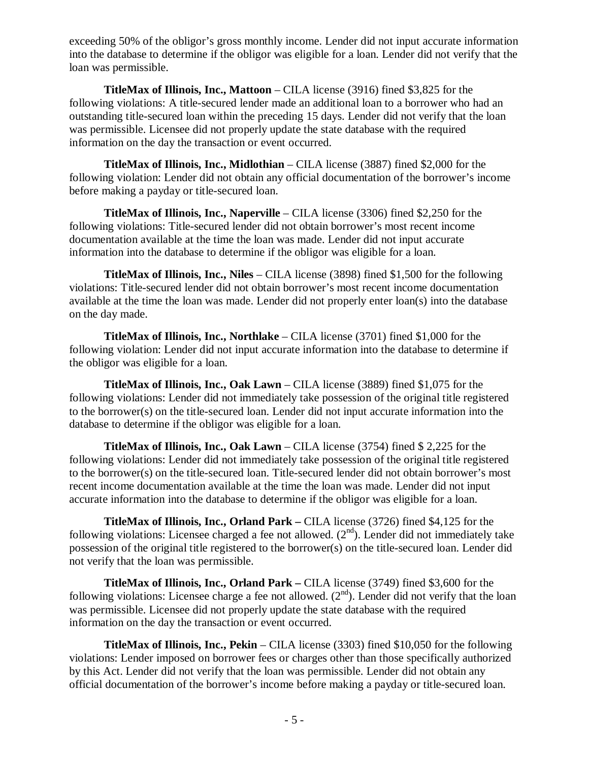exceeding 50% of the obligor's gross monthly income. Lender did not input accurate information into the database to determine if the obligor was eligible for a loan. Lender did not verify that the loan was permissible.

**TitleMax of Illinois, Inc., Mattoon** – CILA license (3916) fined $3,825 for the following violations: A title-secured lender made an additional loan to a borrower who had an outstanding title-secured loan within the preceding 15 days. Lender did not verify that the loan was permissible. Licensee did not properly update the state database with the required information on the day the transaction or event occurred.

**TitleMax of Illinois, Inc., Midlothian** – CILA license (3887) fined $2,000 for the following violation: Lender did not obtain any official documentation of the borrower's income before making a payday or title-secured loan.

**TitleMax of Illinois, Inc., Naperville** – CILA license (3306) fined $2,250 for the following violations: Title-secured lender did not obtain borrower's most recent income documentation available at the time the loan was made. Lender did not input accurate information into the database to determine if the obligor was eligible for a loan.

**TitleMax of Illinois, Inc., Niles** – CILA license (3898) fined $1,500 for the following violations: Title-secured lender did not obtain borrower's most recent income documentation available at the time the loan was made. Lender did not properly enter loan(s) into the database on the day made.

**TitleMax of Illinois, Inc., Northlake** – CILA license (3701) fined $1,000 for the following violation: Lender did not input accurate information into the database to determine if the obligor was eligible for a loan.

**TitleMax of Illinois, Inc., Oak Lawn** – CILA license (3889) fined $1,075 for the following violations: Lender did not immediately take possession of the original title registered to the borrower(s) on the title-secured loan. Lender did not input accurate information into the database to determine if the obligor was eligible for a loan.

**TitleMax of Illinois, Inc., Oak Lawn** – CILA license (3754) fined $ 2,225 for the following violations: Lender did not immediately take possession of the original title registered to the borrower(s) on the title-secured loan. Title-secured lender did not obtain borrower's most recent income documentation available at the time the loan was made. Lender did not input accurate information into the database to determine if the obligor was eligible for a loan.

**TitleMax of Illinois, Inc., Orland Park –** CILA license (3726) fined $4,125 for the following violations: Licensee charged a fee not allowed. (2nd). Lender did not immediately take possession of the original title registered to the borrower(s) on the title-secured loan. Lender did not verify that the loan was permissible.

**TitleMax of Illinois, Inc., Orland Park –** CILA license (3749) fined $3,600 for the following violations: Licensee charge a fee not allowed. (2nd). Lender did not verify that the loan was permissible. Licensee did not properly update the state database with the required information on the day the transaction or event occurred.

**TitleMax of Illinois, Inc., Pekin** – CILA license (3303) fined $10,050 for the following violations: Lender imposed on borrower fees or charges other than those specifically authorized by this Act. Lender did not verify that the loan was permissible. Lender did not obtain any official documentation of the borrower's income before making a payday or title-secured loan.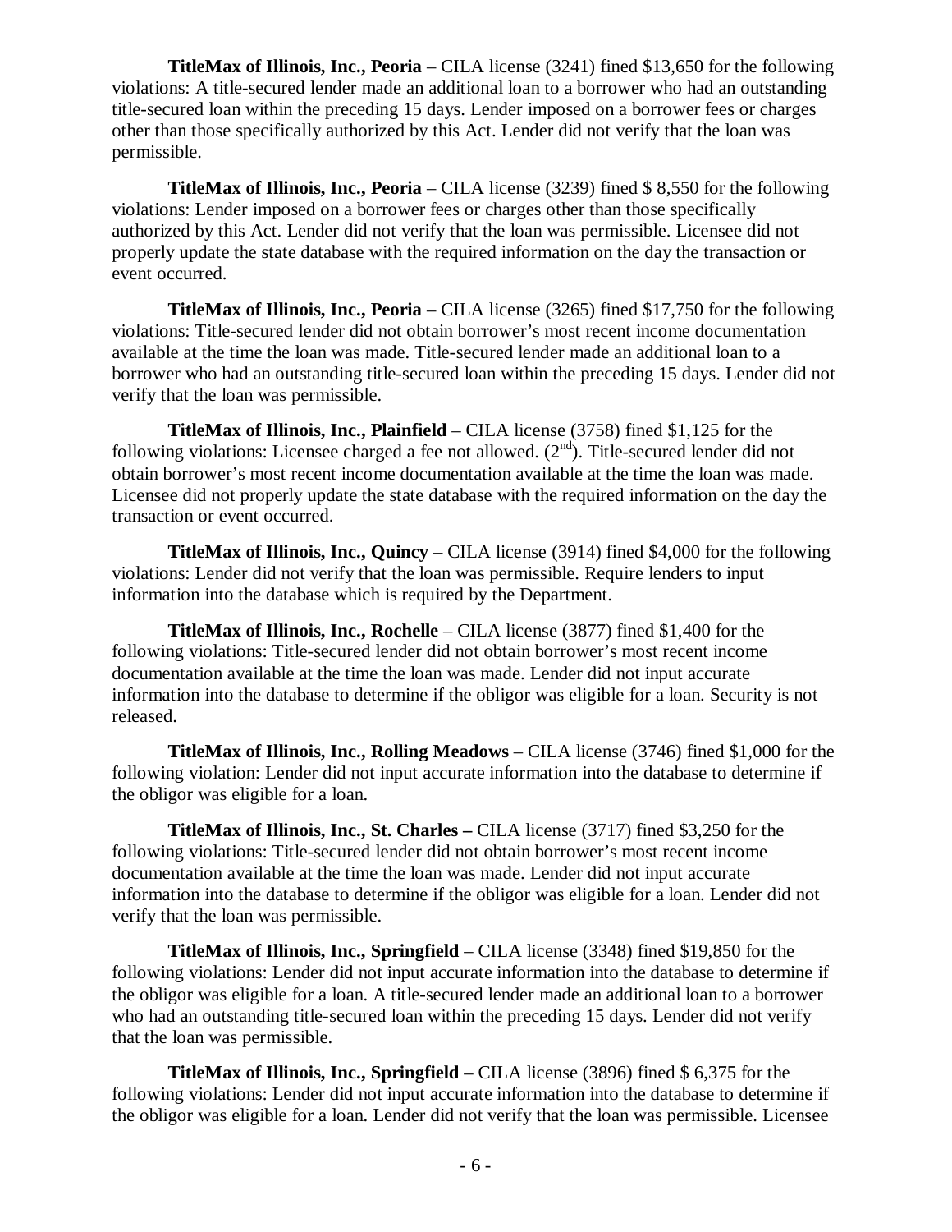**TitleMax of Illinois, Inc., Peoria** – CILA license (3241) fined $13,650 for the following violations: A title-secured lender made an additional loan to a borrower who had an outstanding title-secured loan within the preceding 15 days. Lender imposed on a borrower fees or charges other than those specifically authorized by this Act. Lender did not verify that the loan was permissible.

**TitleMax of Illinois, Inc., Peoria** – CILA license (3239) fined $ 8,550 for the following violations: Lender imposed on a borrower fees or charges other than those specifically authorized by this Act. Lender did not verify that the loan was permissible. Licensee did not properly update the state database with the required information on the day the transaction or event occurred.

**TitleMax of Illinois, Inc., Peoria** – CILA license (3265) fined $17,750 for the following violations: Title-secured lender did not obtain borrower's most recent income documentation available at the time the loan was made. Title-secured lender made an additional loan to a borrower who had an outstanding title-secured loan within the preceding 15 days. Lender did not verify that the loan was permissible.

**TitleMax of Illinois, Inc., Plainfield** – CILA license (3758) fined $1,125 for the following violations: Licensee charged a fee not allowed. (2nd). Title-secured lender did not obtain borrower's most recent income documentation available at the time the loan was made. Licensee did not properly update the state database with the required information on the day the transaction or event occurred.

**TitleMax of Illinois, Inc., Quincy** – CILA license (3914) fined $4,000 for the following violations: Lender did not verify that the loan was permissible. Require lenders to input information into the database which is required by the Department.

**TitleMax of Illinois, Inc., Rochelle** – CILA license (3877) fined $1,400 for the following violations: Title-secured lender did not obtain borrower's most recent income documentation available at the time the loan was made. Lender did not input accurate information into the database to determine if the obligor was eligible for a loan. Security is not released.

**TitleMax of Illinois, Inc., Rolling Meadows** – CILA license (3746) fined $1,000 for the following violation: Lender did not input accurate information into the database to determine if the obligor was eligible for a loan.

**TitleMax of Illinois, Inc., St. Charles –** CILA license (3717) fined $3,250 for the following violations: Title-secured lender did not obtain borrower's most recent income documentation available at the time the loan was made. Lender did not input accurate information into the database to determine if the obligor was eligible for a loan. Lender did not verify that the loan was permissible.

**TitleMax of Illinois, Inc., Springfield** – CILA license (3348) fined $19,850 for the following violations: Lender did not input accurate information into the database to determine if the obligor was eligible for a loan. A title-secured lender made an additional loan to a borrower who had an outstanding title-secured loan within the preceding 15 days. Lender did not verify that the loan was permissible.

**TitleMax of Illinois, Inc., Springfield** – CILA license (3896) fined $ 6,375 for the following violations: Lender did not input accurate information into the database to determine if the obligor was eligible for a loan. Lender did not verify that the loan was permissible. Licensee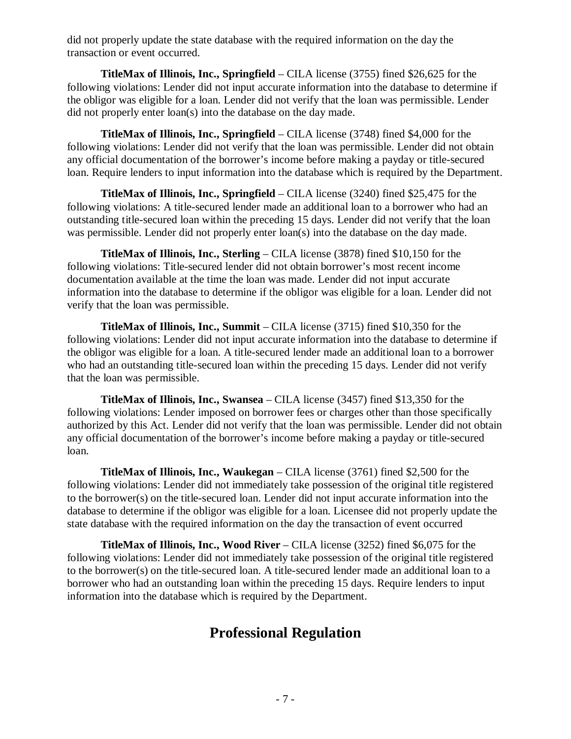did not properly update the state database with the required information on the day the transaction or event occurred.

**TitleMax of Illinois, Inc., Springfield** – CILA license (3755) fined $26,625 for the following violations: Lender did not input accurate information into the database to determine if the obligor was eligible for a loan. Lender did not verify that the loan was permissible. Lender did not properly enter loan(s) into the database on the day made.

**TitleMax of Illinois, Inc., Springfield** – CILA license (3748) fined $4,000 for the following violations: Lender did not verify that the loan was permissible. Lender did not obtain any official documentation of the borrower's income before making a payday or title-secured loan. Require lenders to input information into the database which is required by the Department.

**TitleMax of Illinois, Inc., Springfield** – CILA license (3240) fined $25,475 for the following violations: A title-secured lender made an additional loan to a borrower who had an outstanding title-secured loan within the preceding 15 days. Lender did not verify that the loan was permissible. Lender did not properly enter loan(s) into the database on the day made.

**TitleMax of Illinois, Inc., Sterling** – CILA license (3878) fined $10,150 for the following violations: Title-secured lender did not obtain borrower's most recent income documentation available at the time the loan was made. Lender did not input accurate information into the database to determine if the obligor was eligible for a loan. Lender did not verify that the loan was permissible.

**TitleMax of Illinois, Inc., Summit** – CILA license (3715) fined $10,350 for the following violations: Lender did not input accurate information into the database to determine if the obligor was eligible for a loan. A title-secured lender made an additional loan to a borrower who had an outstanding title-secured loan within the preceding 15 days. Lender did not verify that the loan was permissible.

**TitleMax of Illinois, Inc., Swansea** – CILA license (3457) fined $13,350 for the following violations: Lender imposed on borrower fees or charges other than those specifically authorized by this Act. Lender did not verify that the loan was permissible. Lender did not obtain any official documentation of the borrower's income before making a payday or title-secured loan.

**TitleMax of Illinois, Inc., Waukegan** – CILA license (3761) fined $2,500 for the following violations: Lender did not immediately take possession of the original title registered to the borrower(s) on the title-secured loan. Lender did not input accurate information into the database to determine if the obligor was eligible for a loan. Licensee did not properly update the state database with the required information on the day the transaction of event occurred

**TitleMax of Illinois, Inc., Wood River** – CILA license (3252) fined $6,075 for the following violations: Lender did not immediately take possession of the original title registered to the borrower(s) on the title-secured loan. A title-secured lender made an additional loan to a borrower who had an outstanding loan within the preceding 15 days. Require lenders to input information into the database which is required by the Department.

# Professional Regulation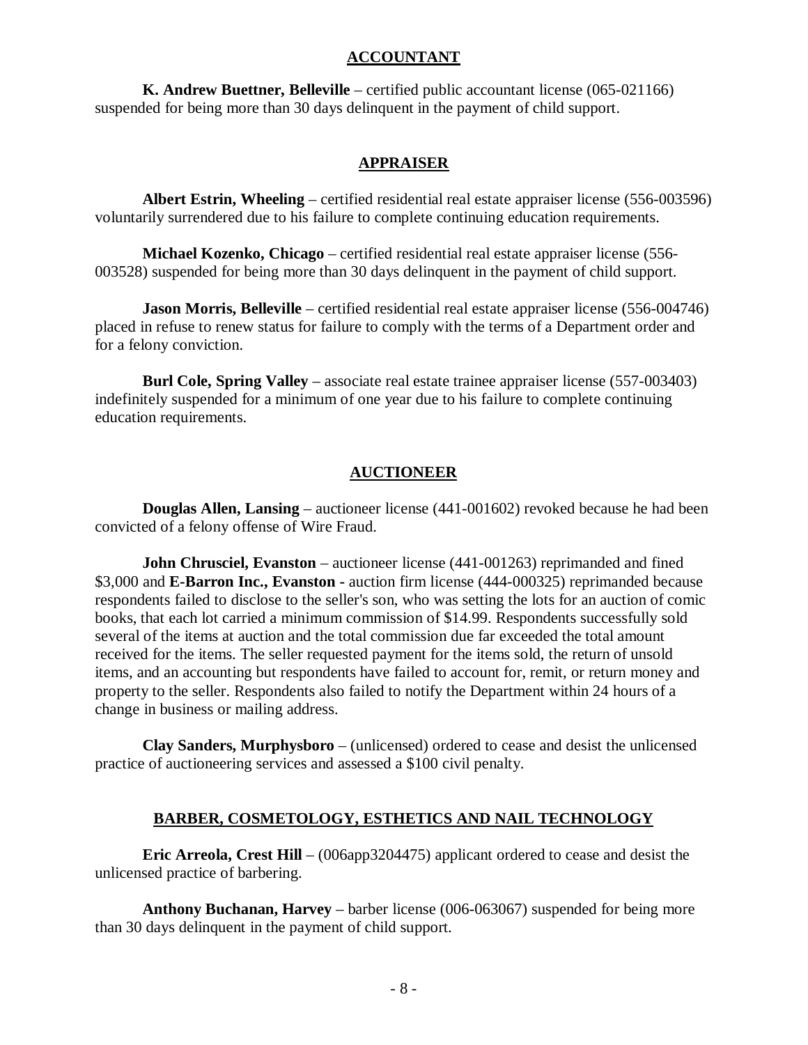## ACCOUNTANT

**K. Andrew Buettner, Belleville** – certified public accountant license (065-021166) suspended for being more than 30 days delinquent in the payment of child support.

## APPRAISER

**Albert Estrin, Wheeling** – certified residential real estate appraiser license (556-003596) voluntarily surrendered due to his failure to complete continuing education requirements.

**Michael Kozenko, Chicago** – certified residential real estate appraiser license (556-003528) suspended for being more than 30 days delinquent in the payment of child support.

**Jason Morris, Belleville** – certified residential real estate appraiser license (556-004746) placed in refuse to renew status for failure to comply with the terms of a Department order and for a felony conviction.

**Burl Cole, Spring Valley** – associate real estate trainee appraiser license (557-003403) indefinitely suspended for a minimum of one year due to his failure to complete continuing education requirements.

## AUCTIONEER

**Douglas Allen, Lansing** – auctioneer license (441-001602) revoked because he had been convicted of a felony offense of Wire Fraud.

**John Chrusciel, Evanston** – auctioneer license (441-001263) reprimanded and fined $3,000 and **E-Barron Inc., Evanston -** auction firm license (444-000325) reprimanded because respondents failed to disclose to the seller's son, who was setting the lots for an auction of comic books, that each lot carried a minimum commission of $14.99. Respondents successfully sold several of the items at auction and the total commission due far exceeded the total amount received for the items. The seller requested payment for the items sold, the return of unsold items, and an accounting but respondents have failed to account for, remit, or return money and property to the seller. Respondents also failed to notify the Department within 24 hours of a change in business or mailing address.

**Clay Sanders, Murphysboro** – (unlicensed) ordered to cease and desist the unlicensed practice of auctioneering services and assessed a $100 civil penalty.

## BARBER, COSMETOLOGY, ESTHETICS AND NAIL TECHNOLOGY

**Eric Arreola, Crest Hill** – (006app3204475) applicant ordered to cease and desist the unlicensed practice of barbering.

**Anthony Buchanan, Harvey** – barber license (006-063067) suspended for being more than 30 days delinquent in the payment of child support.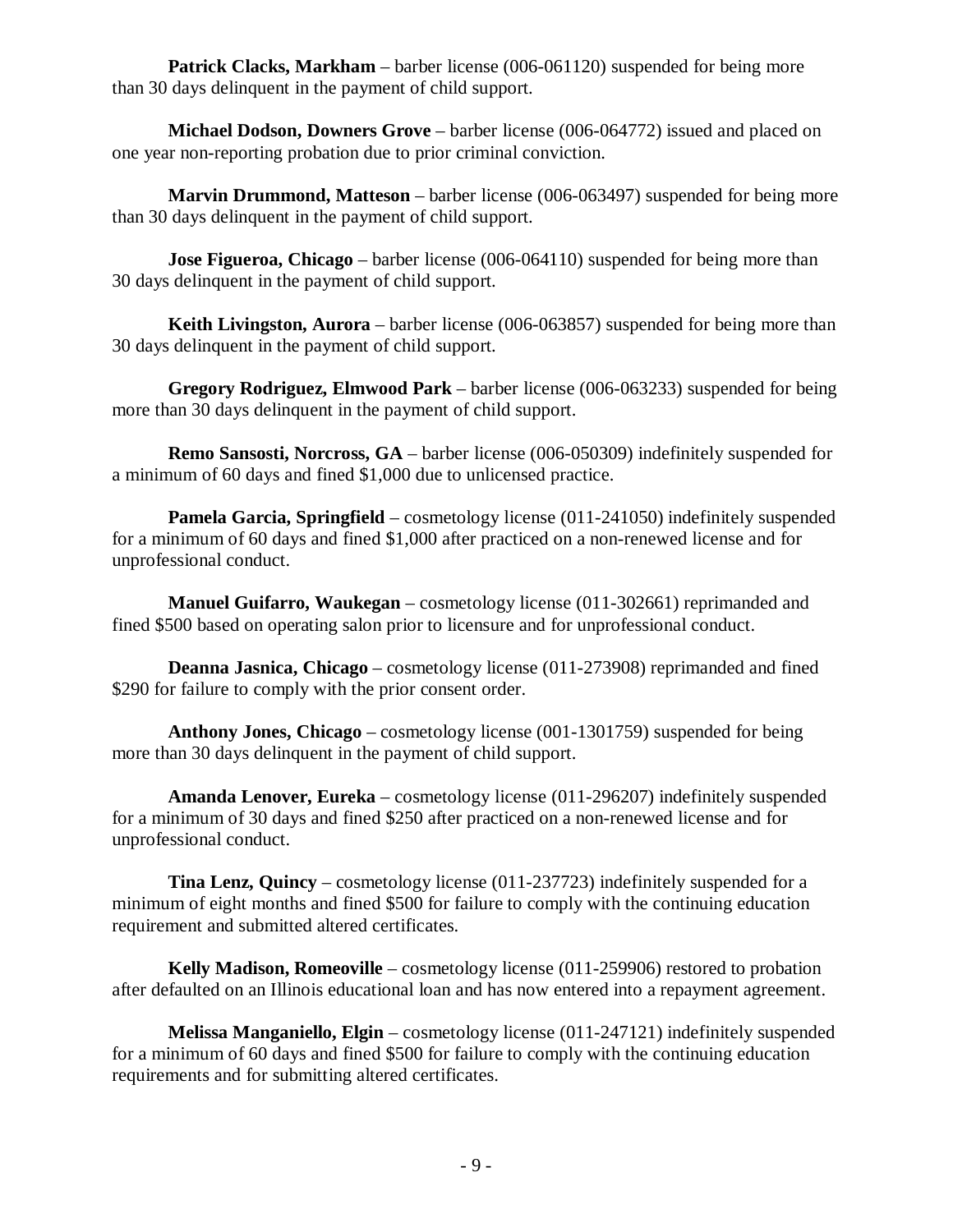**Patrick Clacks, Markham** – barber license (006-061120) suspended for being more than 30 days delinquent in the payment of child support.

**Michael Dodson, Downers Grove** – barber license (006-064772) issued and placed on one year non-reporting probation due to prior criminal conviction.

**Marvin Drummond, Matteson** – barber license (006-063497) suspended for being more than 30 days delinquent in the payment of child support.

**Jose Figueroa, Chicago** – barber license (006-064110) suspended for being more than 30 days delinquent in the payment of child support.

**Keith Livingston, Aurora** – barber license (006-063857) suspended for being more than 30 days delinquent in the payment of child support.

**Gregory Rodriguez, Elmwood Park** – barber license (006-063233) suspended for being more than 30 days delinquent in the payment of child support.

**Remo Sansosti, Norcross, GA** – barber license (006-050309) indefinitely suspended for a minimum of 60 days and fined $1,000 due to unlicensed practice.

**Pamela Garcia, Springfield** – cosmetology license (011-241050) indefinitely suspended for a minimum of 60 days and fined $1,000 after practiced on a non-renewed license and for unprofessional conduct.

**Manuel Guifarro, Waukegan** – cosmetology license (011-302661) reprimanded and fined $500 based on operating salon prior to licensure and for unprofessional conduct.

**Deanna Jasnica, Chicago** – cosmetology license (011-273908) reprimanded and fined $290 for failure to comply with the prior consent order.

**Anthony Jones, Chicago** – cosmetology license (001-1301759) suspended for being more than 30 days delinquent in the payment of child support.

**Amanda Lenover, Eureka** – cosmetology license (011-296207) indefinitely suspended for a minimum of 30 days and fined $250 after practiced on a non-renewed license and for unprofessional conduct.

**Tina Lenz, Quincy** – cosmetology license (011-237723) indefinitely suspended for a minimum of eight months and fined $500 for failure to comply with the continuing education requirement and submitted altered certificates.

**Kelly Madison, Romeoville** – cosmetology license (011-259906) restored to probation after defaulted on an Illinois educational loan and has now entered into a repayment agreement.

**Melissa Manganiello, Elgin** – cosmetology license (011-247121) indefinitely suspended for a minimum of 60 days and fined $500 for failure to comply with the continuing education requirements and for submitting altered certificates.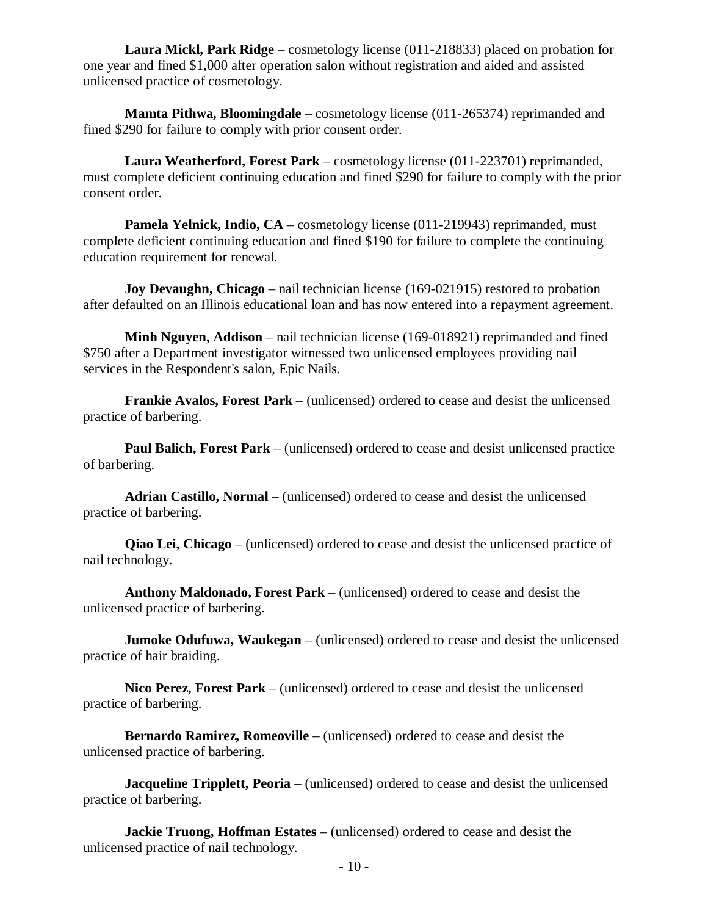**Laura Mickl, Park Ridge** – cosmetology license (011-218833) placed on probation for one year and fined $1,000 after operation salon without registration and aided and assisted unlicensed practice of cosmetology.

**Mamta Pithwa, Bloomingdale** – cosmetology license (011-265374) reprimanded and fined $290 for failure to comply with prior consent order.

**Laura Weatherford, Forest Park** – cosmetology license (011-223701) reprimanded, must complete deficient continuing education and fined $290 for failure to comply with the prior consent order.

**Pamela Yelnick, Indio, CA** – cosmetology license (011-219943) reprimanded, must complete deficient continuing education and fined $190 for failure to complete the continuing education requirement for renewal.

**Joy Devaughn, Chicago** – nail technician license (169-021915) restored to probation after defaulted on an Illinois educational loan and has now entered into a repayment agreement.

**Minh Nguyen, Addison** – nail technician license (169-018921) reprimanded and fined $750 after a Department investigator witnessed two unlicensed employees providing nail services in the Respondent's salon, Epic Nails.

**Frankie Avalos, Forest Park** – (unlicensed) ordered to cease and desist the unlicensed practice of barbering.

**Paul Balich, Forest Park** – (unlicensed) ordered to cease and desist unlicensed practice of barbering.

**Adrian Castillo, Normal** – (unlicensed) ordered to cease and desist the unlicensed practice of barbering.

**Qiao Lei, Chicago** – (unlicensed) ordered to cease and desist the unlicensed practice of nail technology.

**Anthony Maldonado, Forest Park** – (unlicensed) ordered to cease and desist the unlicensed practice of barbering.

**Jumoke Odufuwa, Waukegan** – (unlicensed) ordered to cease and desist the unlicensed practice of hair braiding.

**Nico Perez, Forest Park** – (unlicensed) ordered to cease and desist the unlicensed practice of barbering.

**Bernardo Ramirez, Romeoville** – (unlicensed) ordered to cease and desist the unlicensed practice of barbering.

**Jacqueline Tripplett, Peoria** – (unlicensed) ordered to cease and desist the unlicensed practice of barbering.

**Jackie Truong, Hoffman Estates** – (unlicensed) ordered to cease and desist the unlicensed practice of nail technology.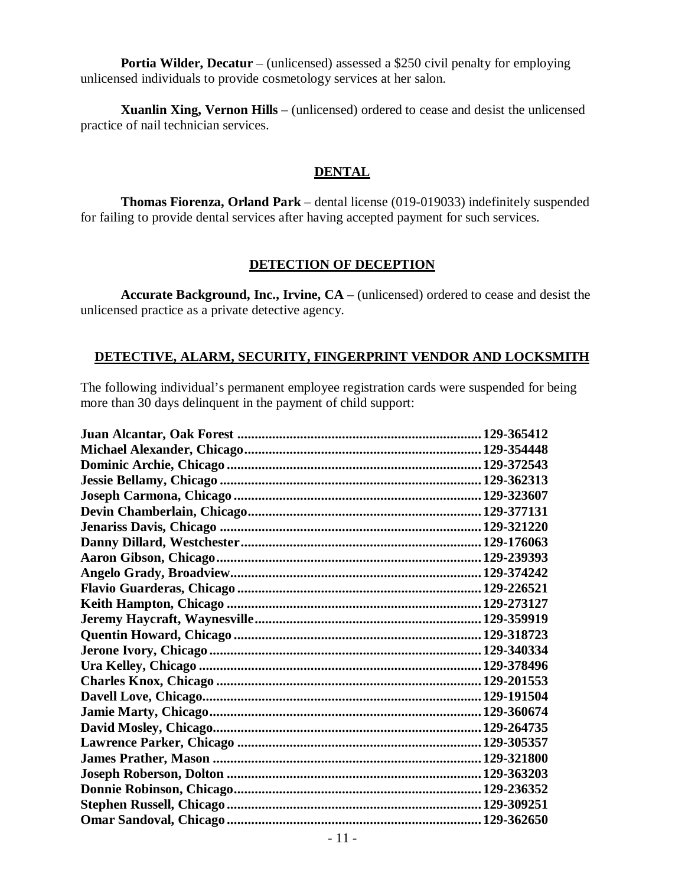**Portia Wilder, Decatur** – (unlicensed) assessed a $250 civil penalty for employing unlicensed individuals to provide cosmetology services at her salon.

**Xuanlin Xing, Vernon Hills** – (unlicensed) ordered to cease and desist the unlicensed practice of nail technician services.

## DENTAL

**Thomas Fiorenza, Orland Park** – dental license (019-019033) indefinitely suspended for failing to provide dental services after having accepted payment for such services.

## DETECTION OF DECEPTION

**Accurate Background, Inc., Irvine, CA** – (unlicensed) ordered to cease and desist the unlicensed practice as a private detective agency.

## DETECTIVE, ALARM, SECURITY, FINGERPRINT VENDOR AND LOCKSMITH

The following individual's permanent employee registration cards were suspended for being more than 30 days delinquent in the payment of child support:

**Juan Alcantar, Oak Forest ...................................................................... 129-365412**
**Michael Alexander, Chicago.................................................................... 129-354448**
**Dominic Archie, Chicago ........................................................................ 129-372543**
**Jessie Bellamy, Chicago .......................................................................... 129-362313**
**Joseph Carmona, Chicago ....................................................................... 129-323607**
**Devin Chamberlain, Chicago................................................................... 129-377131**
**Jenariss Davis, Chicago ........................................................................... 129-321220**
**Danny Dillard, Westchester..................................................................... 129-176063**
**Aaron Gibson, Chicago............................................................................ 129-239393**
**Angelo Grady, Broadview....................................................................... 129-374242**
**Flavio Guarderas, Chicago ...................................................................... 129-226521**
**Keith Hampton, Chicago ......................................................................... 129-273127**
**Jeremy Haycraft, Waynesville................................................................. 129-359919**
**Quentin Howard, Chicago ....................................................................... 129-318723**
**Jerone Ivory, Chicago .............................................................................. 129-340334**
**Ura Kelley, Chicago ................................................................................. 129-378496**
**Charles Knox, Chicago ............................................................................ 129-201553**
**Davell Love, Chicago............................................................................... 129-191504**
**Jamie Marty, Chicago.............................................................................. 129-360674**
**David Mosley, Chicago............................................................................ 129-264735**
**Lawrence Parker, Chicago ...................................................................... 129-305357**
**James Prather, Mason ............................................................................. 129-321800**
**Joseph Roberson, Dolton ......................................................................... 129-363203**
**Donnie Robinson, Chicago....................................................................... 129-236352**
**Stephen Russell, Chicago......................................................................... 129-309251**
**Omar Sandoval, Chicago ......................................................................... 129-362650**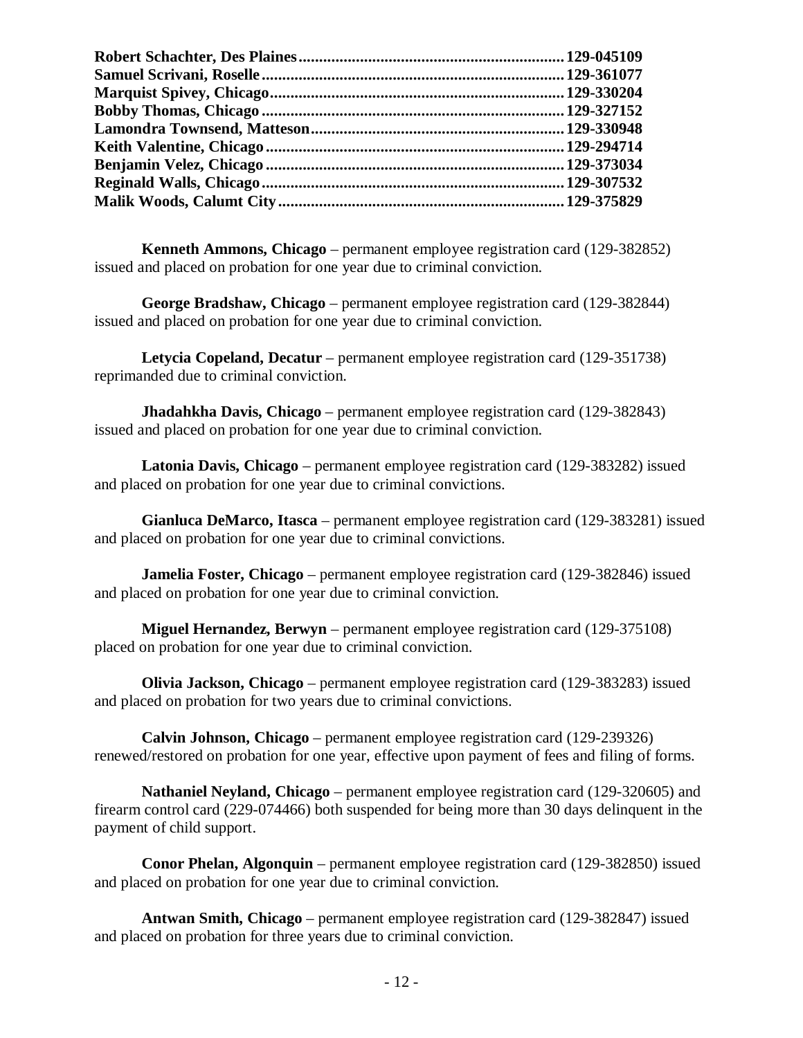**Robert Schachter, Des Plaines................................................................129-045109**
**Samuel Scrivani, Roselle.........................................................................129-361077**
**Marquist Spivey, Chicago.......................................................................129-330204**
**Bobby Thomas, Chicago.........................................................................129-327152**
**Lamondra Townsend, Matteson.............................................................129-330948**
**Keith Valentine, Chicago........................................................................129-294714**
**Benjamin Velez, Chicago........................................................................129-373034**
**Reginald Walls, Chicago.........................................................................129-307532**
**Malik Woods, Calumt City.....................................................................129-375829**

**Kenneth Ammons, Chicago** – permanent employee registration card (129-382852) issued and placed on probation for one year due to criminal conviction.

**George Bradshaw, Chicago** – permanent employee registration card (129-382844) issued and placed on probation for one year due to criminal conviction.

**Letycia Copeland, Decatur** – permanent employee registration card (129-351738) reprimanded due to criminal conviction.

**Jhadahkha Davis, Chicago** – permanent employee registration card (129-382843) issued and placed on probation for one year due to criminal conviction.

**Latonia Davis, Chicago** – permanent employee registration card (129-383282) issued and placed on probation for one year due to criminal convictions.

**Gianluca DeMarco, Itasca** – permanent employee registration card (129-383281) issued and placed on probation for one year due to criminal convictions.

**Jamelia Foster, Chicago** – permanent employee registration card (129-382846) issued and placed on probation for one year due to criminal conviction.

**Miguel Hernandez, Berwyn** – permanent employee registration card (129-375108) placed on probation for one year due to criminal conviction.

**Olivia Jackson, Chicago** – permanent employee registration card (129-383283) issued and placed on probation for two years due to criminal convictions.

**Calvin Johnson, Chicago** – permanent employee registration card (129-239326) renewed/restored on probation for one year, effective upon payment of fees and filing of forms.

**Nathaniel Neyland, Chicago** – permanent employee registration card (129-320605) and firearm control card (229-074466) both suspended for being more than 30 days delinquent in the payment of child support.

**Conor Phelan, Algonquin** – permanent employee registration card (129-382850) issued and placed on probation for one year due to criminal conviction.

**Antwan Smith, Chicago** – permanent employee registration card (129-382847) issued and placed on probation for three years due to criminal conviction.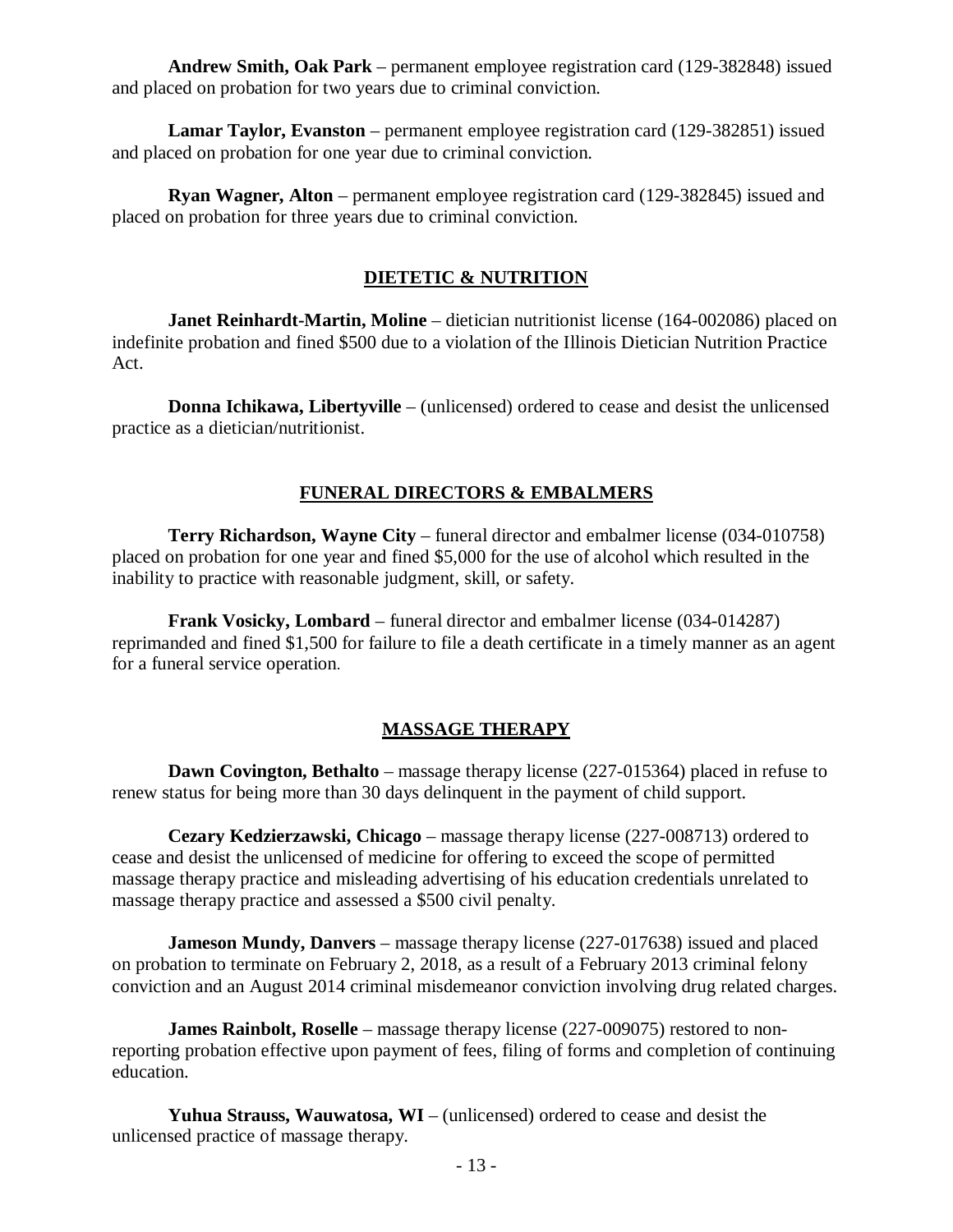**Andrew Smith, Oak Park** – permanent employee registration card (129-382848) issued and placed on probation for two years due to criminal conviction.

**Lamar Taylor, Evanston** – permanent employee registration card (129-382851) issued and placed on probation for one year due to criminal conviction.

**Ryan Wagner, Alton** – permanent employee registration card (129-382845) issued and placed on probation for three years due to criminal conviction.

## DIETETIC & NUTRITION

**Janet Reinhardt-Martin, Moline** – dietician nutritionist license (164-002086) placed on indefinite probation and fined $500 due to a violation of the Illinois Dietician Nutrition Practice Act.

**Donna Ichikawa, Libertyville** – (unlicensed) ordered to cease and desist the unlicensed practice as a dietician/nutritionist.

## FUNERAL DIRECTORS & EMBALMERS

**Terry Richardson, Wayne City** – funeral director and embalmer license (034-010758) placed on probation for one year and fined $5,000 for the use of alcohol which resulted in the inability to practice with reasonable judgment, skill, or safety.

**Frank Vosicky, Lombard** – funeral director and embalmer license (034-014287) reprimanded and fined $1,500 for failure to file a death certificate in a timely manner as an agent for a funeral service operation.

## MASSAGE THERAPY

**Dawn Covington, Bethalto** – massage therapy license (227-015364) placed in refuse to renew status for being more than 30 days delinquent in the payment of child support.

**Cezary Kedzierzawski, Chicago** – massage therapy license (227-008713) ordered to cease and desist the unlicensed of medicine for offering to exceed the scope of permitted massage therapy practice and misleading advertising of his education credentials unrelated to massage therapy practice and assessed a $500 civil penalty.

**Jameson Mundy, Danvers** – massage therapy license (227-017638) issued and placed on probation to terminate on February 2, 2018, as a result of a February 2013 criminal felony conviction and an August 2014 criminal misdemeanor conviction involving drug related charges.

**James Rainbolt, Roselle** – massage therapy license (227-009075) restored to non-reporting probation effective upon payment of fees, filing of forms and completion of continuing education.

**Yuhua Strauss, Wauwatosa, WI** – (unlicensed) ordered to cease and desist the unlicensed practice of massage therapy.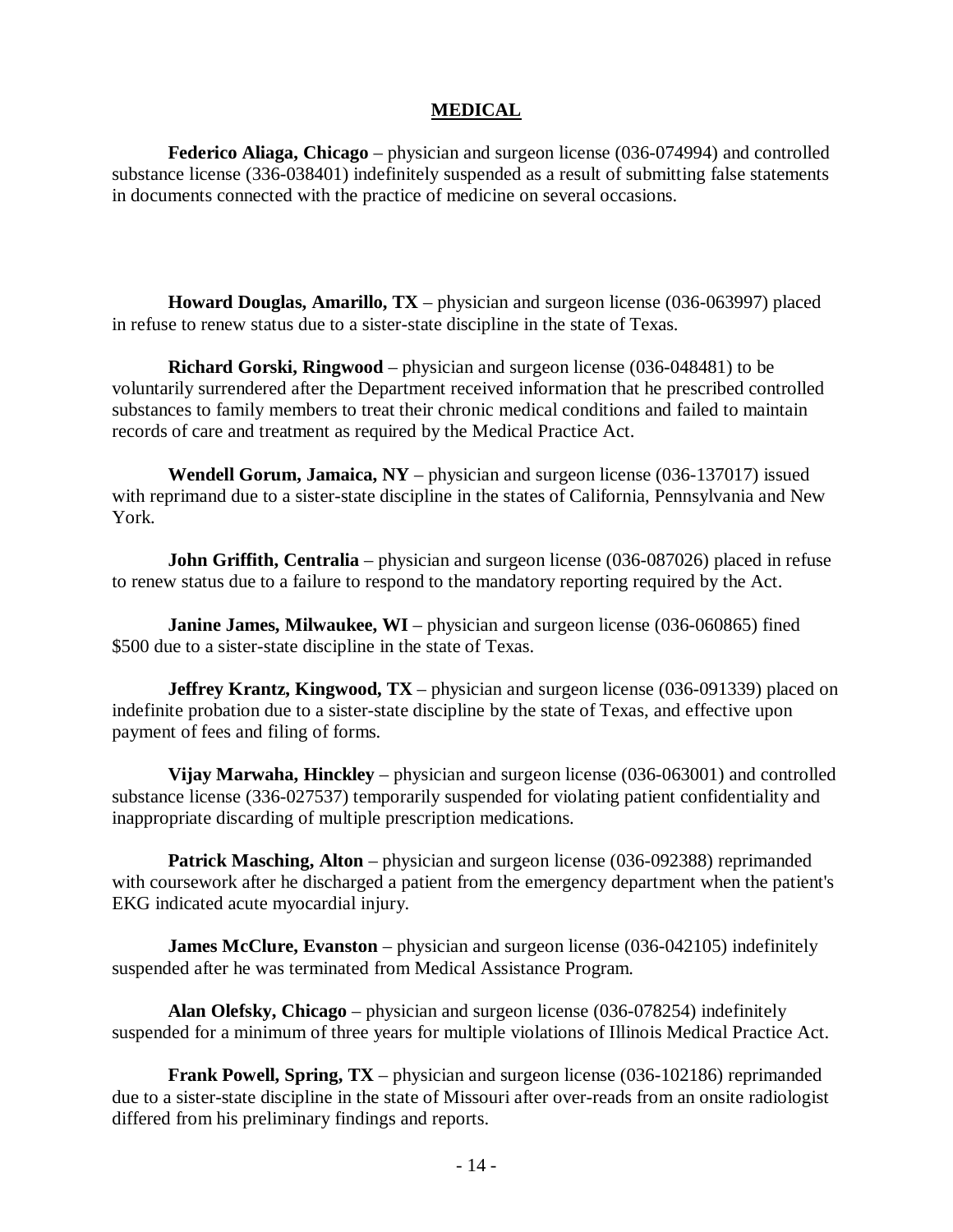## MEDICAL

**Federico Aliaga, Chicago** – physician and surgeon license (036-074994) and controlled substance license (336-038401) indefinitely suspended as a result of submitting false statements in documents connected with the practice of medicine on several occasions.

**Howard Douglas, Amarillo, TX** – physician and surgeon license (036-063997) placed in refuse to renew status due to a sister-state discipline in the state of Texas.

**Richard Gorski, Ringwood** – physician and surgeon license (036-048481) to be voluntarily surrendered after the Department received information that he prescribed controlled substances to family members to treat their chronic medical conditions and failed to maintain records of care and treatment as required by the Medical Practice Act.

**Wendell Gorum, Jamaica, NY** – physician and surgeon license (036-137017) issued with reprimand due to a sister-state discipline in the states of California, Pennsylvania and New York.

**John Griffith, Centralia** – physician and surgeon license (036-087026) placed in refuse to renew status due to a failure to respond to the mandatory reporting required by the Act.

**Janine James, Milwaukee, WI** – physician and surgeon license (036-060865) fined $500 due to a sister-state discipline in the state of Texas.

**Jeffrey Krantz, Kingwood, TX** – physician and surgeon license (036-091339) placed on indefinite probation due to a sister-state discipline by the state of Texas, and effective upon payment of fees and filing of forms.

**Vijay Marwaha, Hinckley** – physician and surgeon license (036-063001) and controlled substance license (336-027537) temporarily suspended for violating patient confidentiality and inappropriate discarding of multiple prescription medications.

**Patrick Masching, Alton** – physician and surgeon license (036-092388) reprimanded with coursework after he discharged a patient from the emergency department when the patient's EKG indicated acute myocardial injury.

**James McClure, Evanston** – physician and surgeon license (036-042105) indefinitely suspended after he was terminated from Medical Assistance Program.

**Alan Olefsky, Chicago** – physician and surgeon license (036-078254) indefinitely suspended for a minimum of three years for multiple violations of Illinois Medical Practice Act.

**Frank Powell, Spring, TX** – physician and surgeon license (036-102186) reprimanded due to a sister-state discipline in the state of Missouri after over-reads from an onsite radiologist differed from his preliminary findings and reports.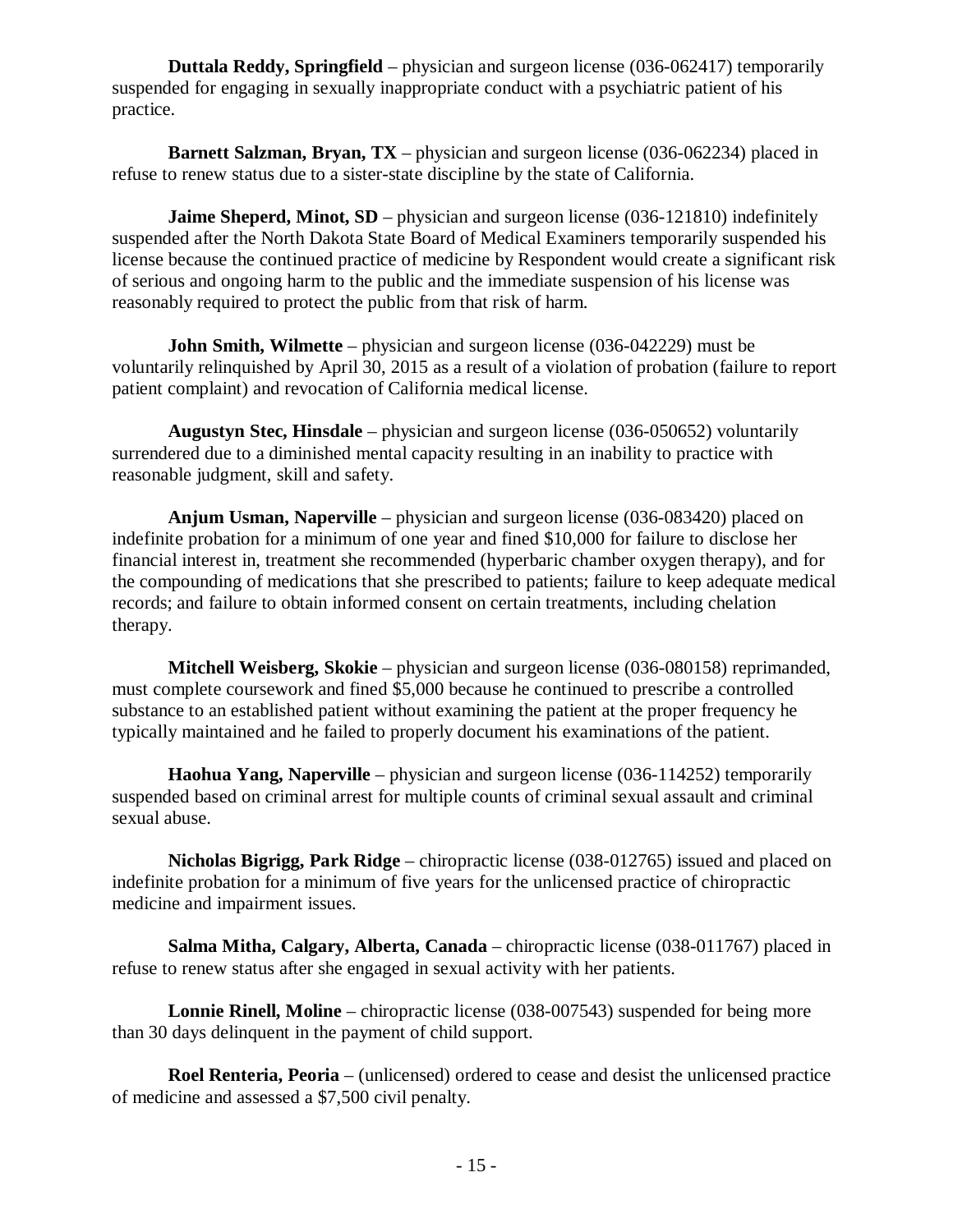**Duttala Reddy, Springfield** – physician and surgeon license (036-062417) temporarily suspended for engaging in sexually inappropriate conduct with a psychiatric patient of his practice.

**Barnett Salzman, Bryan, TX** – physician and surgeon license (036-062234) placed in refuse to renew status due to a sister-state discipline by the state of California.

**Jaime Sheperd, Minot, SD** – physician and surgeon license (036-121810) indefinitely suspended after the North Dakota State Board of Medical Examiners temporarily suspended his license because the continued practice of medicine by Respondent would create a significant risk of serious and ongoing harm to the public and the immediate suspension of his license was reasonably required to protect the public from that risk of harm.

**John Smith, Wilmette** – physician and surgeon license (036-042229) must be voluntarily relinquished by April 30, 2015 as a result of a violation of probation (failure to report patient complaint) and revocation of California medical license.

**Augustyn Stec, Hinsdale** – physician and surgeon license (036-050652) voluntarily surrendered due to a diminished mental capacity resulting in an inability to practice with reasonable judgment, skill and safety.

**Anjum Usman, Naperville** – physician and surgeon license (036-083420) placed on indefinite probation for a minimum of one year and fined $10,000 for failure to disclose her financial interest in, treatment she recommended (hyperbaric chamber oxygen therapy), and for the compounding of medications that she prescribed to patients; failure to keep adequate medical records; and failure to obtain informed consent on certain treatments, including chelation therapy.

**Mitchell Weisberg, Skokie** – physician and surgeon license (036-080158) reprimanded, must complete coursework and fined $5,000 because he continued to prescribe a controlled substance to an established patient without examining the patient at the proper frequency he typically maintained and he failed to properly document his examinations of the patient.

**Haohua Yang, Naperville** – physician and surgeon license (036-114252) temporarily suspended based on criminal arrest for multiple counts of criminal sexual assault and criminal sexual abuse.

**Nicholas Bigrigg, Park Ridge** – chiropractic license (038-012765) issued and placed on indefinite probation for a minimum of five years for the unlicensed practice of chiropractic medicine and impairment issues.

**Salma Mitha, Calgary, Alberta, Canada** – chiropractic license (038-011767) placed in refuse to renew status after she engaged in sexual activity with her patients.

**Lonnie Rinell, Moline** – chiropractic license (038-007543) suspended for being more than 30 days delinquent in the payment of child support.

**Roel Renteria, Peoria** – (unlicensed) ordered to cease and desist the unlicensed practice of medicine and assessed a $7,500 civil penalty.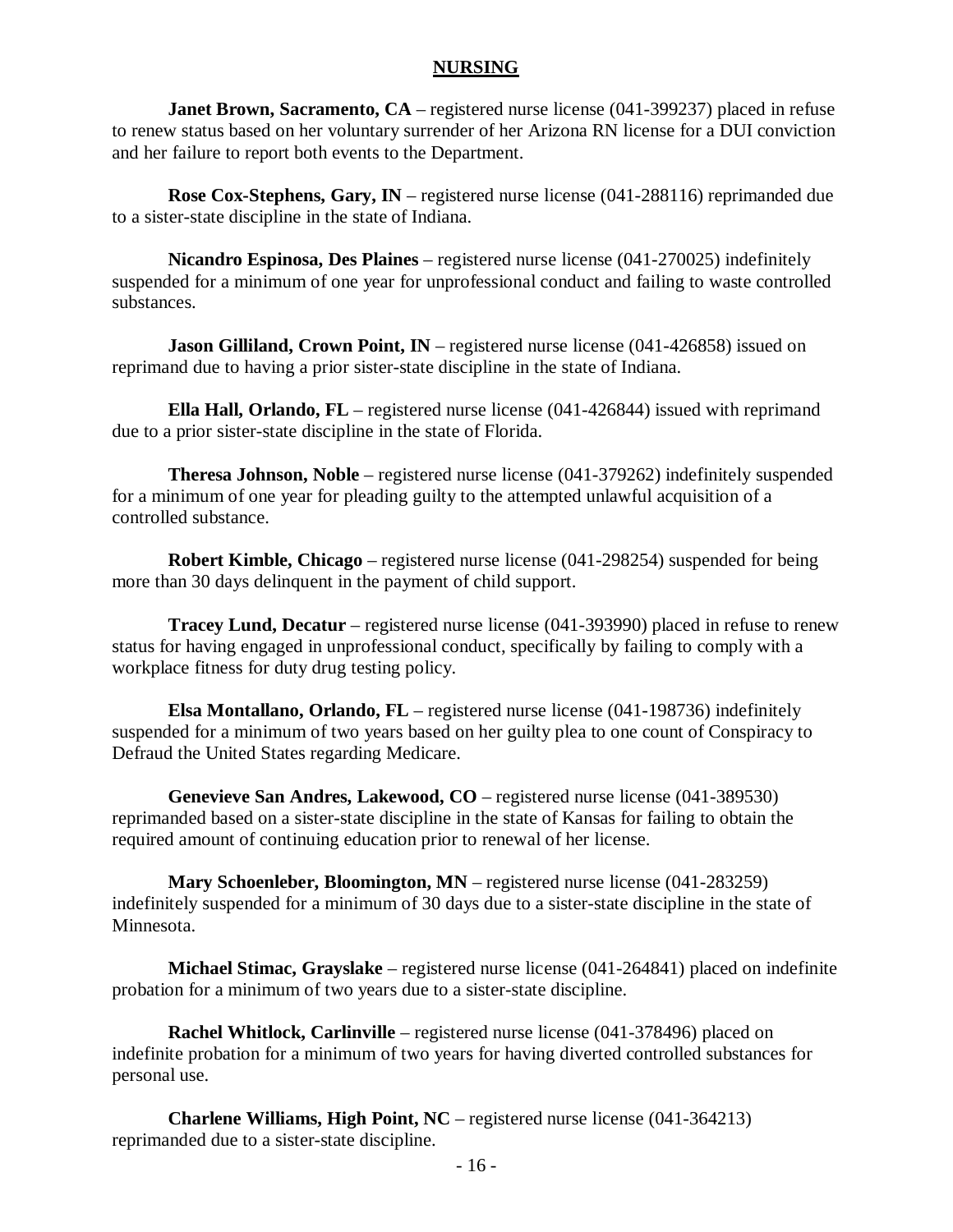## NURSING

**Janet Brown, Sacramento, CA** – registered nurse license (041-399237) placed in refuse to renew status based on her voluntary surrender of her Arizona RN license for a DUI conviction and her failure to report both events to the Department.

**Rose Cox-Stephens, Gary, IN** – registered nurse license (041-288116) reprimanded due to a sister-state discipline in the state of Indiana.

**Nicandro Espinosa, Des Plaines** – registered nurse license (041-270025) indefinitely suspended for a minimum of one year for unprofessional conduct and failing to waste controlled substances.

**Jason Gilliland, Crown Point, IN** – registered nurse license (041-426858) issued on reprimand due to having a prior sister-state discipline in the state of Indiana.

**Ella Hall, Orlando, FL** – registered nurse license (041-426844) issued with reprimand due to a prior sister-state discipline in the state of Florida.

**Theresa Johnson, Noble** – registered nurse license (041-379262) indefinitely suspended for a minimum of one year for pleading guilty to the attempted unlawful acquisition of a controlled substance.

**Robert Kimble, Chicago** – registered nurse license (041-298254) suspended for being more than 30 days delinquent in the payment of child support.

**Tracey Lund, Decatur** – registered nurse license (041-393990) placed in refuse to renew status for having engaged in unprofessional conduct, specifically by failing to comply with a workplace fitness for duty drug testing policy.

**Elsa Montallano, Orlando, FL** – registered nurse license (041-198736) indefinitely suspended for a minimum of two years based on her guilty plea to one count of Conspiracy to Defraud the United States regarding Medicare.

**Genevieve San Andres, Lakewood, CO** – registered nurse license (041-389530) reprimanded based on a sister-state discipline in the state of Kansas for failing to obtain the required amount of continuing education prior to renewal of her license.

**Mary Schoenleber, Bloomington, MN** – registered nurse license (041-283259) indefinitely suspended for a minimum of 30 days due to a sister-state discipline in the state of Minnesota.

**Michael Stimac, Grayslake** – registered nurse license (041-264841) placed on indefinite probation for a minimum of two years due to a sister-state discipline.

**Rachel Whitlock, Carlinville** – registered nurse license (041-378496) placed on indefinite probation for a minimum of two years for having diverted controlled substances for personal use.

**Charlene Williams, High Point, NC** – registered nurse license (041-364213) reprimanded due to a sister-state discipline.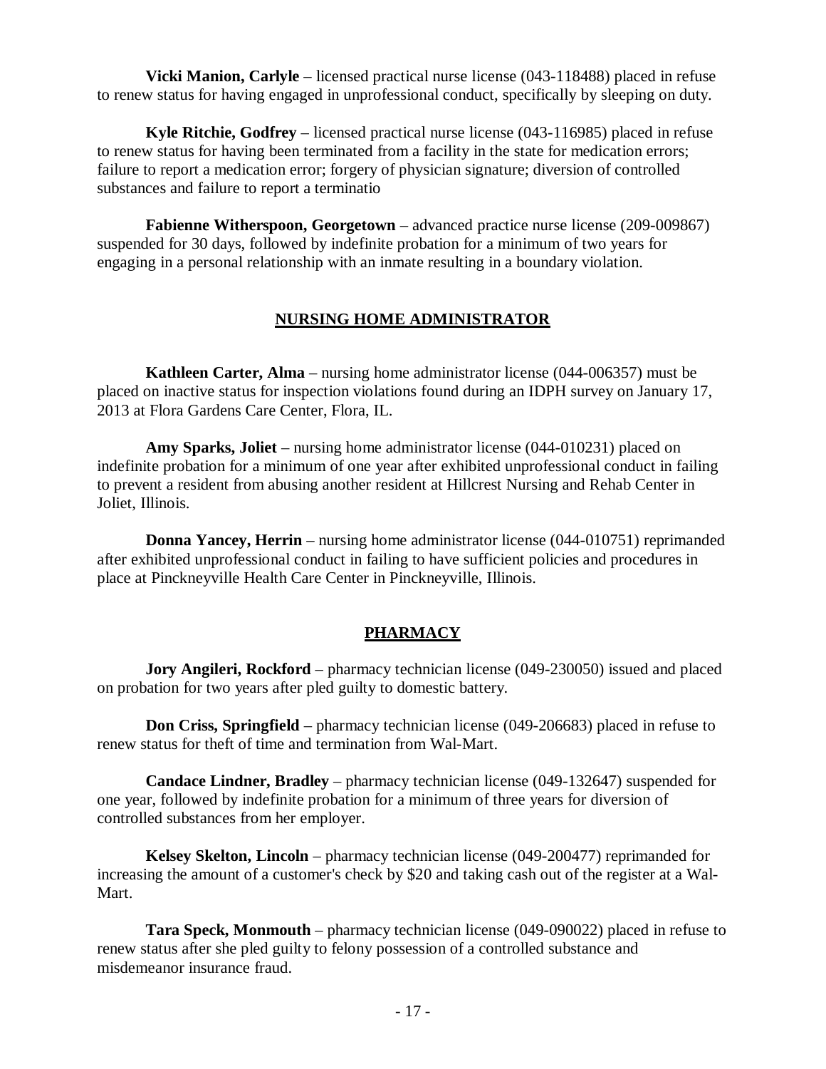**Vicki Manion, Carlyle** – licensed practical nurse license (043-118488) placed in refuse to renew status for having engaged in unprofessional conduct, specifically by sleeping on duty.

**Kyle Ritchie, Godfrey** – licensed practical nurse license (043-116985) placed in refuse to renew status for having been terminated from a facility in the state for medication errors; failure to report a medication error; forgery of physician signature; diversion of controlled substances and failure to report a terminatio

**Fabienne Witherspoon, Georgetown** – advanced practice nurse license (209-009867) suspended for 30 days, followed by indefinite probation for a minimum of two years for engaging in a personal relationship with an inmate resulting in a boundary violation.

## NURSING HOME ADMINISTRATOR

**Kathleen Carter, Alma** – nursing home administrator license (044-006357) must be placed on inactive status for inspection violations found during an IDPH survey on January 17, 2013 at Flora Gardens Care Center, Flora, IL.

**Amy Sparks, Joliet** – nursing home administrator license (044-010231) placed on indefinite probation for a minimum of one year after exhibited unprofessional conduct in failing to prevent a resident from abusing another resident at Hillcrest Nursing and Rehab Center in Joliet, Illinois.

**Donna Yancey, Herrin** – nursing home administrator license (044-010751) reprimanded after exhibited unprofessional conduct in failing to have sufficient policies and procedures in place at Pinckneyville Health Care Center in Pinckneyville, Illinois.

## PHARMACY

**Jory Angileri, Rockford** – pharmacy technician license (049-230050) issued and placed on probation for two years after pled guilty to domestic battery.

**Don Criss, Springfield** – pharmacy technician license (049-206683) placed in refuse to renew status for theft of time and termination from Wal-Mart.

**Candace Lindner, Bradley** – pharmacy technician license (049-132647) suspended for one year, followed by indefinite probation for a minimum of three years for diversion of controlled substances from her employer.

**Kelsey Skelton, Lincoln** – pharmacy technician license (049-200477) reprimanded for increasing the amount of a customer's check by $20 and taking cash out of the register at a Wal-Mart.

**Tara Speck, Monmouth** – pharmacy technician license (049-090022) placed in refuse to renew status after she pled guilty to felony possession of a controlled substance and misdemeanor insurance fraud.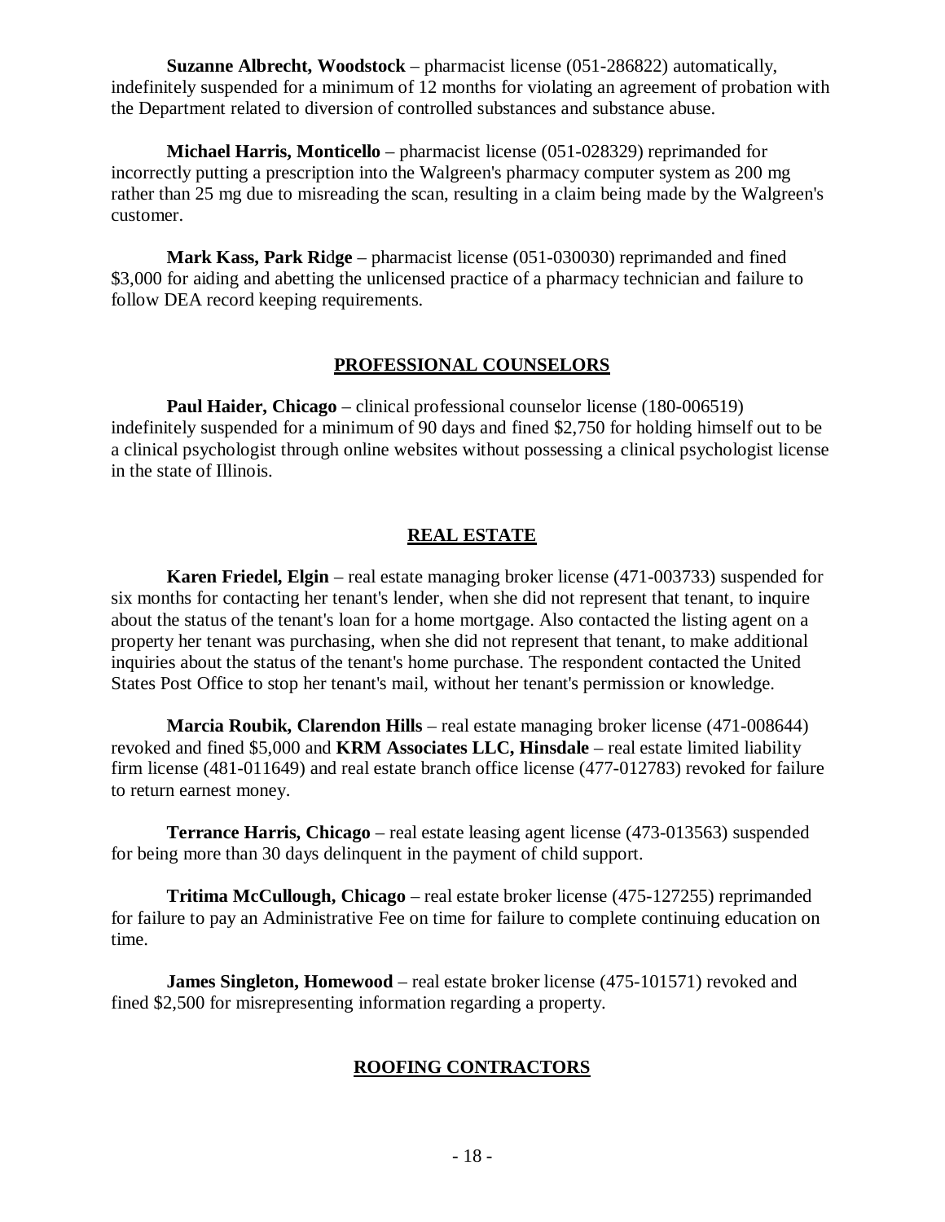**Suzanne Albrecht, Woodstock** – pharmacist license (051-286822) automatically, indefinitely suspended for a minimum of 12 months for violating an agreement of probation with the Department related to diversion of controlled substances and substance abuse.

**Michael Harris, Monticello** – pharmacist license (051-028329) reprimanded for incorrectly putting a prescription into the Walgreen's pharmacy computer system as 200 mg rather than 25 mg due to misreading the scan, resulting in a claim being made by the Walgreen's customer.

**Mark Kass, Park Ridge** – pharmacist license (051-030030) reprimanded and fined $3,000 for aiding and abetting the unlicensed practice of a pharmacy technician and failure to follow DEA record keeping requirements.

## PROFESSIONAL COUNSELORS

**Paul Haider, Chicago** – clinical professional counselor license (180-006519) indefinitely suspended for a minimum of 90 days and fined $2,750 for holding himself out to be a clinical psychologist through online websites without possessing a clinical psychologist license in the state of Illinois.

## REAL ESTATE

**Karen Friedel, Elgin** – real estate managing broker license (471-003733) suspended for six months for contacting her tenant's lender, when she did not represent that tenant, to inquire about the status of the tenant's loan for a home mortgage. Also contacted the listing agent on a property her tenant was purchasing, when she did not represent that tenant, to make additional inquiries about the status of the tenant's home purchase. The respondent contacted the United States Post Office to stop her tenant's mail, without her tenant's permission or knowledge.

**Marcia Roubik, Clarendon Hills** – real estate managing broker license (471-008644) revoked and fined $5,000 and **KRM Associates LLC, Hinsdale** – real estate limited liability firm license (481-011649) and real estate branch office license (477-012783) revoked for failure to return earnest money.

**Terrance Harris, Chicago** – real estate leasing agent license (473-013563) suspended for being more than 30 days delinquent in the payment of child support.

**Tritima McCullough, Chicago** – real estate broker license (475-127255) reprimanded for failure to pay an Administrative Fee on time for failure to complete continuing education on time.

**James Singleton, Homewood** – real estate broker license (475-101571) revoked and fined $2,500 for misrepresenting information regarding a property.

## ROOFING CONTRACTORS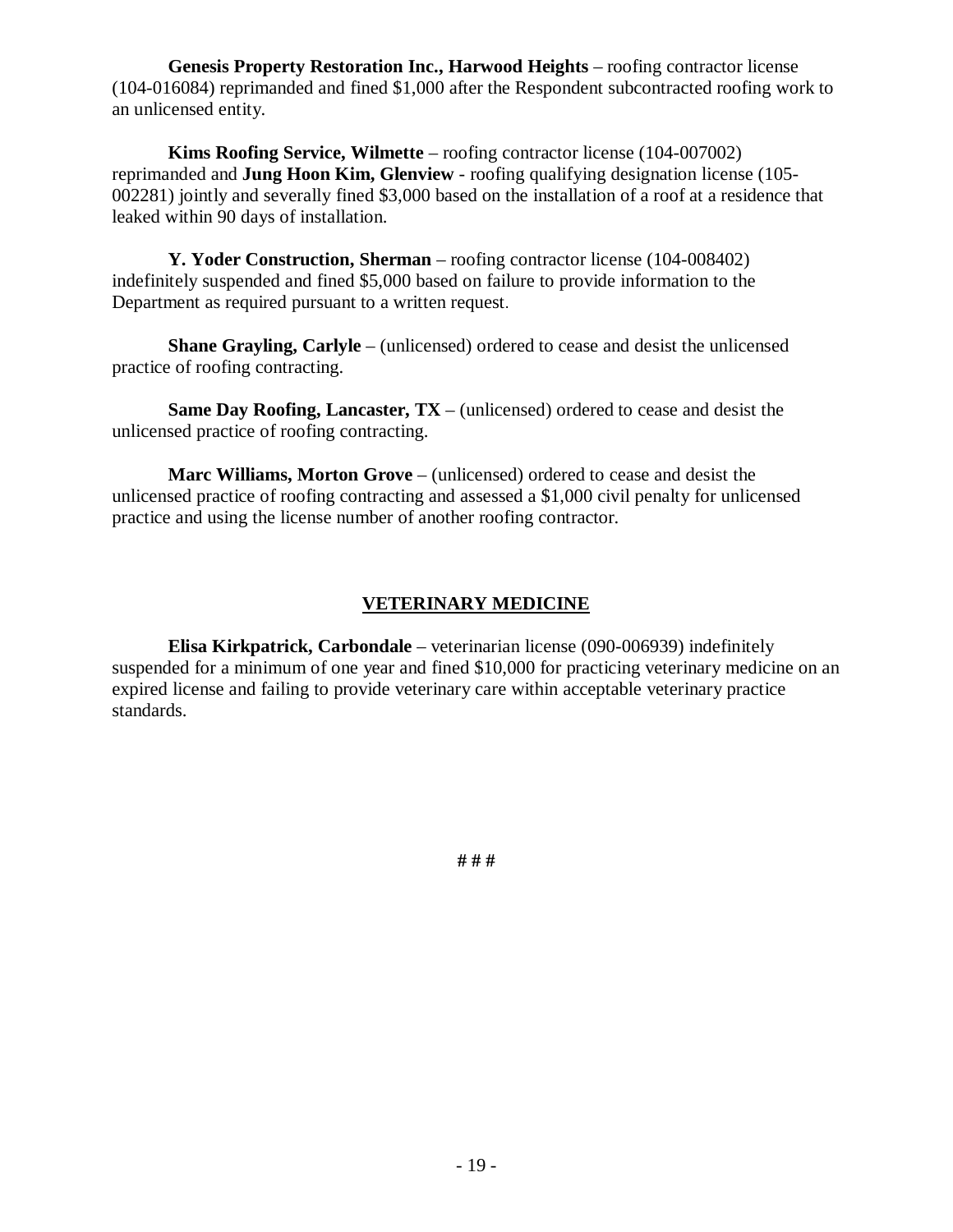**Genesis Property Restoration Inc., Harwood Heights** – roofing contractor license (104-016084) reprimanded and fined $1,000 after the Respondent subcontracted roofing work to an unlicensed entity.

**Kims Roofing Service, Wilmette** – roofing contractor license (104-007002) reprimanded and **Jung Hoon Kim, Glenview** - roofing qualifying designation license (105-002281) jointly and severally fined $3,000 based on the installation of a roof at a residence that leaked within 90 days of installation.

**Y. Yoder Construction, Sherman** – roofing contractor license (104-008402) indefinitely suspended and fined $5,000 based on failure to provide information to the Department as required pursuant to a written request.

**Shane Grayling, Carlyle** – (unlicensed) ordered to cease and desist the unlicensed practice of roofing contracting.

**Same Day Roofing, Lancaster, TX** – (unlicensed) ordered to cease and desist the unlicensed practice of roofing contracting.

**Marc Williams, Morton Grove** – (unlicensed) ordered to cease and desist the unlicensed practice of roofing contracting and assessed a $1,000 civil penalty for unlicensed practice and using the license number of another roofing contractor.

## VETERINARY MEDICINE

**Elisa Kirkpatrick, Carbondale** – veterinarian license (090-006939) indefinitely suspended for a minimum of one year and fined $10,000 for practicing veterinary medicine on an expired license and failing to provide veterinary care within acceptable veterinary practice standards.

# # #